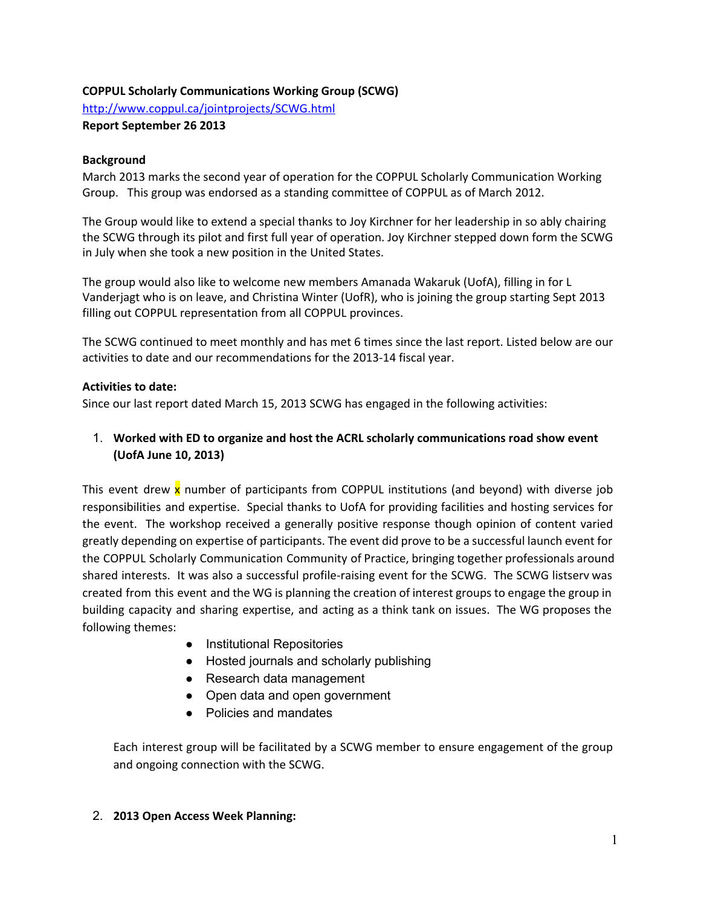**COPPUL Scholarly Communications Working Group (SCWG)**

http://www.coppul.ca/jointprojects/SCWG.html

**Report September 26 2013**

**Background**

March 2013 marks the second year of operation for the COPPUL Scholarly Communication Working Group. This group was endorsed as a standing committee of COPPUL as of March 2012.

The Group would like to extend a special thanks to Joy Kirchner for her leadership in so ably chairing the SCWG through its pilot and first full year of operation. Joy Kirchner stepped down form the SCWG in July when she took a new position in the United States.

The group would also like to welcome new members Amanada Wakaruk (UofA), filling in for L Vanderjagt who is on leave, and Christina Winter (UofR), who is joining the group starting Sept 2013 filling out COPPUL representation from all COPPUL provinces.

The SCWG continued to meet monthly and has met 6 times since the last report. Listed below are our activities to date and our recommendations for the 2013-14 fiscal year.

**Activities to date:**

Since our last report dated March 15, 2013 SCWG has engaged in the following activities:

1. **Worked with ED to organize and host the ACRL scholarly communications road show event (UofA June 10, 2013)**

This event drew x number of participants from COPPUL institutions (and beyond) with diverse job responsibilities and expertise. Special thanks to UofA for providing facilities and hosting services for the event. The workshop received a generally positive response though opinion of content varied greatly depending on expertise of participants. The event did prove to be a successful launch event for the COPPUL Scholarly Communication Community of Practice, bringing together professionals around shared interests. It was also a successful profile-raising event for the SCWG. The SCWG listserv was created from this event and the WG is planning the creation of interest groups to engage the group in building capacity and sharing expertise, and acting as a think tank on issues. The WG proposes the following themes:

- Institutional Repositories
- Hosted journals and scholarly publishing
- Research data management
- Open data and open government
- Policies and mandates

Each interest group will be facilitated by a SCWG member to ensure engagement of the group and ongoing connection with the SCWG.

2. **2013 Open Access Week Planning:**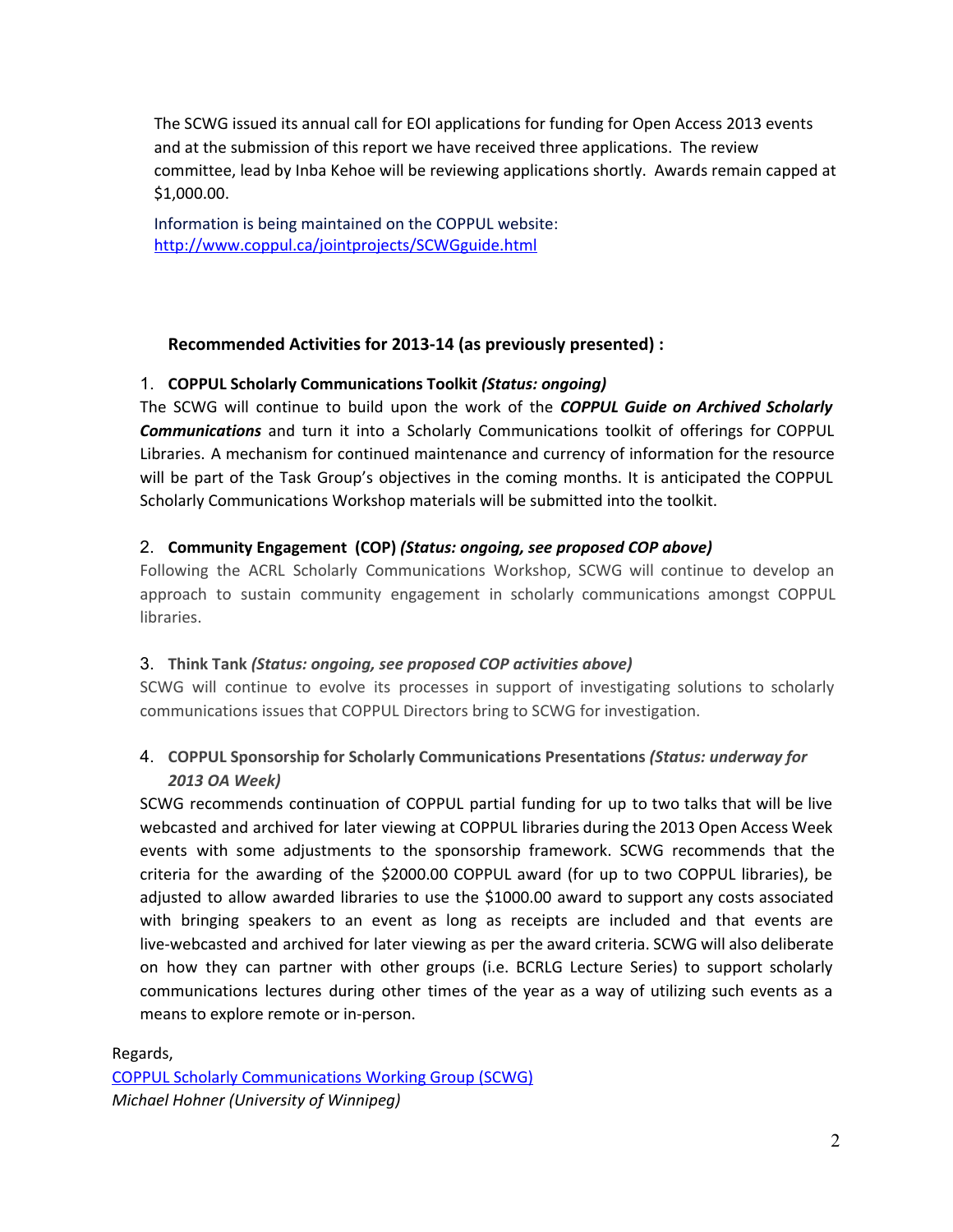The SCWG issued its annual call for EOI applications for funding for Open Access 2013 events and at the submission of this report we have received three applications. The review committee, lead by Inba Kehoe will be reviewing applications shortly. Awards remain capped at $1,000.00.

Information is being maintained on the COPPUL website: [http://www.coppul.ca/jointprojects/SCWGguide.html](http://www.coppul.ca/jointprojects/SCWGguide.html)

### Recommended Activities for 2013-14 (as previously presented) :

1. **COPPUL Scholarly Communications Toolkit** ***(Status: ongoing)***

The SCWG will continue to build upon the work of the ***COPPUL Guide on Archived Scholarly Communications*** and turn it into a Scholarly Communications toolkit of offerings for COPPUL Libraries. A mechanism for continued maintenance and currency of information for the resource will be part of the Task Group's objectives in the coming months. It is anticipated the COPPUL Scholarly Communications Workshop materials will be submitted into the toolkit.

2. **Community Engagement (COP)** ***(Status: ongoing, see proposed COP above)***

Following the ACRL Scholarly Communications Workshop, SCWG will continue to develop an approach to sustain community engagement in scholarly communications amongst COPPUL libraries.

3. **Think Tank** ***(Status: ongoing, see proposed COP activities above)***

SCWG will continue to evolve its processes in support of investigating solutions to scholarly communications issues that COPPUL Directors bring to SCWG for investigation.

4. **COPPUL Sponsorship for Scholarly Communications Presentations** ***(Status: underway for 2013 OA Week)***

SCWG recommends continuation of COPPUL partial funding for up to two talks that will be live webcasted and archived for later viewing at COPPUL libraries during the 2013 Open Access Week events with some adjustments to the sponsorship framework. SCWG recommends that the criteria for the awarding of the $2000.00 COPPUL award (for up to two COPPUL libraries), be adjusted to allow awarded libraries to use the $1000.00 award to support any costs associated with bringing speakers to an event as long as receipts are included and that events are live-webcasted and archived for later viewing as per the award criteria. SCWG will also deliberate on how they can partner with other groups (i.e. BCRLG Lecture Series) to support scholarly communications lectures during other times of the year as a way of utilizing such events as a means to explore remote or in-person.

Regards,
COPPUL Scholarly Communications Working Group (SCWG)
*Michael Hohner (University of Winnipeg)*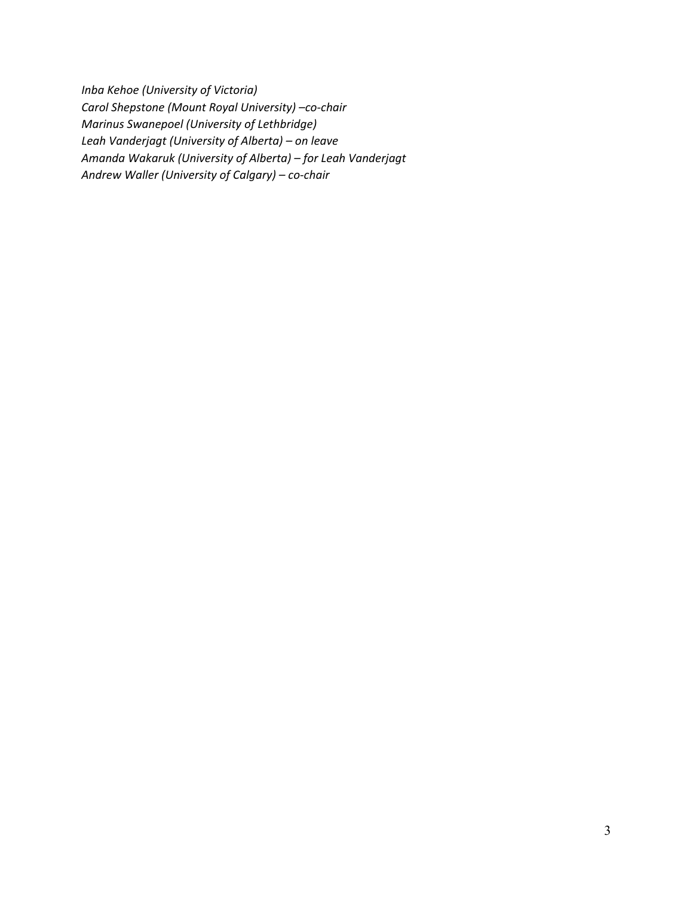*Inba Kehoe (University of Victoria)*
*Carol Shepstone (Mount Royal University) –co-chair*
*Marinus Swanepoel (University of Lethbridge)*
*Leah Vanderjagt (University of Alberta) – on leave*
*Amanda Wakaruk (University of Alberta) – for Leah Vanderjagt*
*Andrew Waller (University of Calgary) – co-chair*